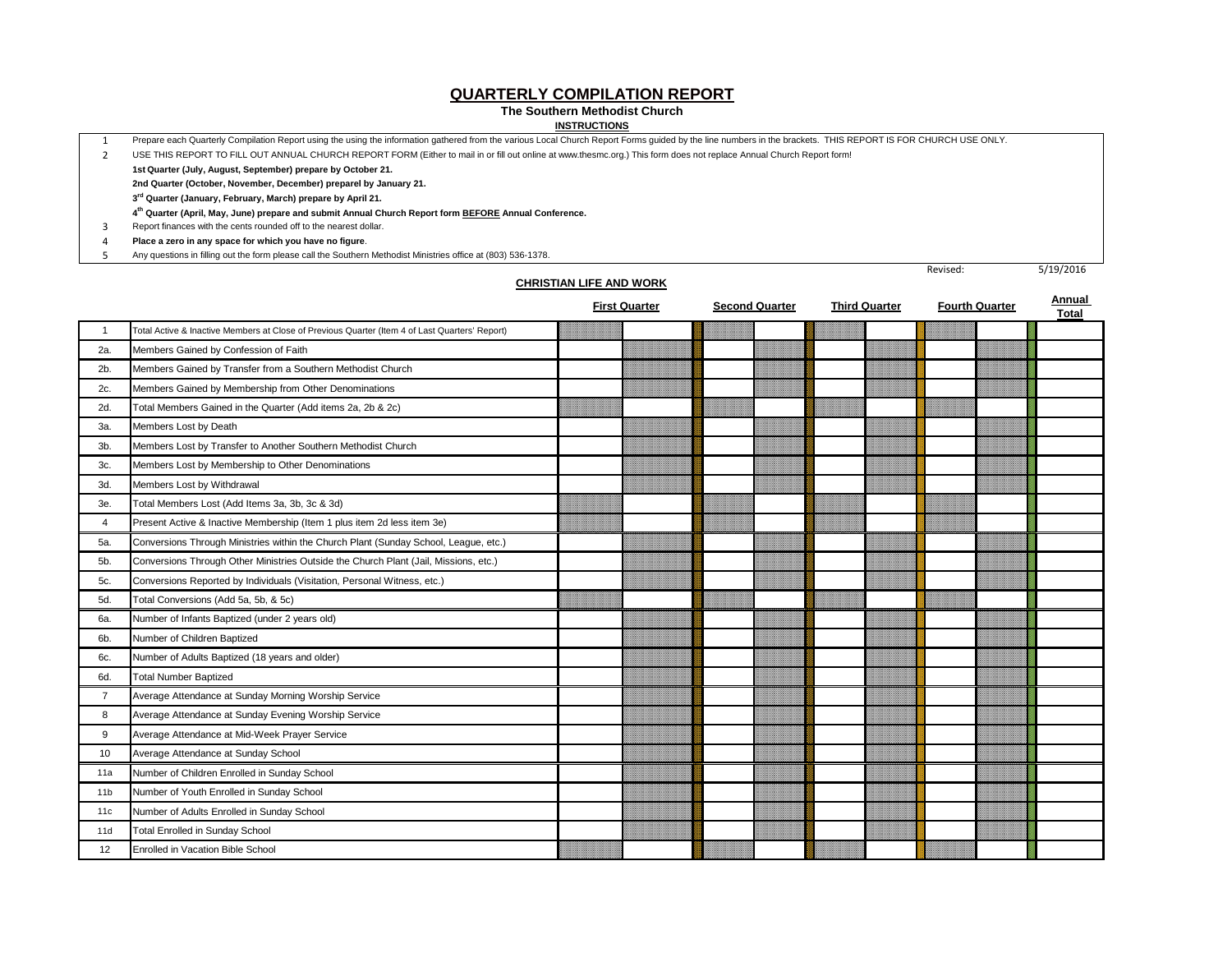# QUARTERLY COMPILATION REPORT

**The Southern Methodist Church**

**INSTRUCTIONS**

1. Prepare each Quarterly Compilation Report using the using the information gathered from the various Local Church Report Forms guided by the line numbers in the brackets. THIS REPORT IS FOR CHURCH USE ONLY.
2. USE THIS REPORT TO FILL OUT ANNUAL CHURCH REPORT FORM (Either to mail in or fill out online at www.thesmc.org.) This form does not replace Annual Church Report form!
   - **1st Quarter (July, August, September) prepare by October 21.**
   - **2nd Quarter (October, November, December) preparel by January 21.**
   - **3rd Quarter (January, February, March) prepare by April 21.**
   - **4th Quarter (April, May, June) prepare and submit Annual Church Report form BEFORE Annual Conference.**
3. Report finances with the cents rounded off to the nearest dollar.
4. **Place a zero in any space for which you have no figure**.
5. Any questions in filling out the form please call the Southern Methodist Ministries office at (803) 536-1378.

Revised: 5/19/2016

## CHRISTIAN LIFE AND WORK

| | | First Quarter | | Second Quarter | | Third Quarter | | Fourth Quarter | | Annual Total |
|---|---|---|---|---|---|---|---|---|---|---|
| 1 | Total Active & Inactive Members at Close of Previous Quarter (Item 4 of Last Quarters' Report) | | | | | | | | | |
| 2a. | Members Gained by Confession of Faith | | | | | | | | | |
| 2b. | Members Gained by Transfer from a Southern Methodist Church | | | | | | | | | |
| 2c. | Members Gained by Membership from Other Denominations | | | | | | | | | |
| 2d. | Total Members Gained in the Quarter (Add items 2a, 2b & 2c) | | | | | | | | | |
| 3a. | Members Lost by Death | | | | | | | | | |
| 3b. | Members Lost by Transfer to Another Southern Methodist Church | | | | | | | | | |
| 3c. | Members Lost by Membership to Other Denominations | | | | | | | | | |
| 3d. | Members Lost by Withdrawal | | | | | | | | | |
| 3e. | Total Members Lost (Add Items 3a, 3b, 3c & 3d) | | | | | | | | | |
| 4 | Present Active & Inactive Membership (Item 1 plus item 2d less item 3e) | | | | | | | | | |
| 5a. | Conversions Through Ministries within the Church Plant (Sunday School, League, etc.) | | | | | | | | | |
| 5b. | Conversions Through Other Ministries Outside the Church Plant (Jail, Missions, etc.) | | | | | | | | | |
| 5c. | Conversions Reported by Individuals (Visitation, Personal Witness, etc.) | | | | | | | | | |
| 5d. | Total Conversions (Add 5a, 5b, & 5c) | | | | | | | | | |
| 6a. | Number of Infants Baptized (under 2 years old) | | | | | | | | | |
| 6b. | Number of Children Baptized | | | | | | | | | |
| 6c. | Number of Adults Baptized (18 years and older) | | | | | | | | | |
| 6d. | Total Number Baptized | | | | | | | | | |
| 7 | Average Attendance at Sunday Morning Worship Service | | | | | | | | | |
| 8 | Average Attendance at Sunday Evening Worship Service | | | | | | | | | |
| 9 | Average Attendance at Mid-Week Prayer Service | | | | | | | | | |
| 10 | Average Attendance at Sunday School | | | | | | | | | |
| 11a | Number of Children Enrolled in Sunday School | | | | | | | | | |
| 11b | Number of Youth Enrolled in Sunday School | | | | | | | | | |
| 11c | Number of Adults Enrolled in Sunday School | | | | | | | | | |
| 11d | Total Enrolled in Sunday School | | | | | | | | | |
| 12 | Enrolled in Vacation Bible School | | | | | | | | | |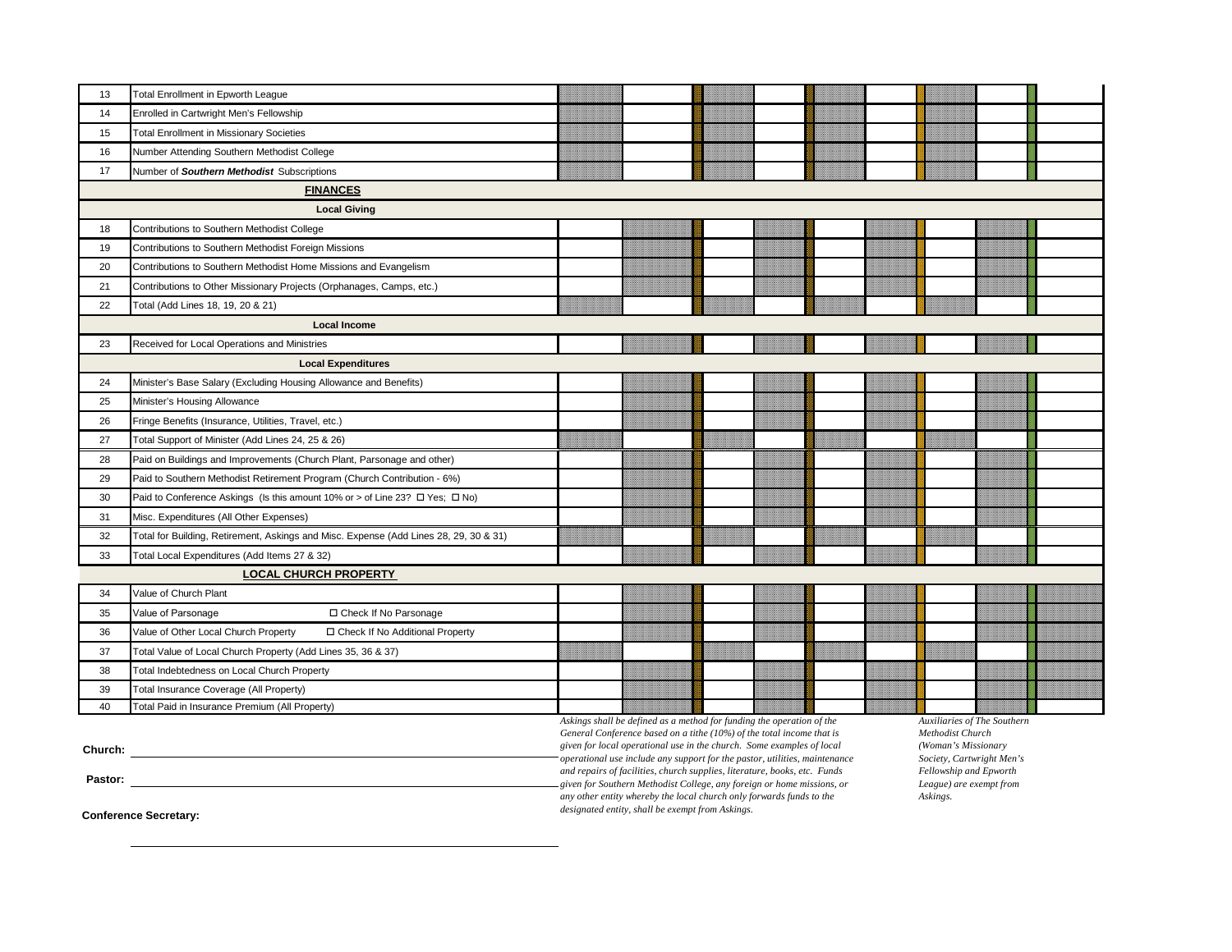| | | | | | | | | | |
|---|---|---|---|---|---|---|---|---|---|
| 13 | Total Enrollment in Epworth League | | | | | | | | |
| 14 | Enrolled in Cartwright Men's Fellowship | | | | | | | | |
| 15 | Total Enrollment in Missionary Societies | | | | | | | | |
| 16 | Number Attending Southern Methodist College | | | | | | | | |
| 17 | Number of ***Southern Methodist*** Subscriptions | | | | | | | | |
| | **FINANCES** | | | | | | | | |
| | **Local Giving** | | | | | | | | |
| 18 | Contributions to Southern Methodist College | | | | | | | | |
| 19 | Contributions to Southern Methodist Foreign Missions | | | | | | | | |
| 20 | Contributions to Southern Methodist Home Missions and Evangelism | | | | | | | | |
| 21 | Contributions to Other Missionary Projects (Orphanages, Camps, etc.) | | | | | | | | |
| 22 | Total (Add Lines 18, 19, 20 & 21) | | | | | | | | |
| | **Local Income** | | | | | | | | |
| 23 | Received for Local Operations and Ministries | | | | | | | | |
| | **Local Expenditures** | | | | | | | | |
| 24 | Minister's Base Salary (Excluding Housing Allowance and Benefits) | | | | | | | | |
| 25 | Minister's Housing Allowance | | | | | | | | |
| 26 | Fringe Benefits (Insurance, Utilities, Travel, etc.) | | | | | | | | |
| 27 | Total Support of Minister (Add Lines 24, 25 & 26) | | | | | | | | |
| 28 | Paid on Buildings and Improvements (Church Plant, Parsonage and other) | | | | | | | | |
| 29 | Paid to Southern Methodist Retirement Program (Church Contribution - 6%) | | | | | | | | |
| 30 | Paid to Conference Askings (Is this amount 10% or > of Line 23? ☐ Yes; ☐ No) | | | | | | | | |
| 31 | Misc. Expenditures (All Other Expenses) | | | | | | | | |
| 32 | Total for Building, Retirement, Askings and Misc. Expense (Add Lines 28, 29, 30 & 31) | | | | | | | | |
| 33 | Total Local Expenditures (Add Items 27 & 32) | | | | | | | | |
| | **LOCAL CHURCH PROPERTY** | | | | | | | | |
| 34 | Value of Church Plant | | | | | | | | |
| 35 | Value of Parsonage ☐ Check If No Parsonage | | | | | | | | |
| 36 | Value of Other Local Church Property ☐ Check If No Additional Property | | | | | | | | |
| 37 | Total Value of Local Church Property (Add Lines 35, 36 & 37) | | | | | | | | |
| 38 | Total Indebtedness on Local Church Property | | | | | | | | |
| 39 | Total Insurance Coverage (All Property) | | | | | | | | |
| 40 | Total Paid in Insurance Premium (All Property) | | | | | | | | |

*Askings shall be defined as a method for funding the operation of the General Conference based on a tithe (10%) of the total income that is given for local operational use in the church. Some examples of local operational use include any support for the pastor, utilities, maintenance and repairs of facilities, church supplies, literature, books, etc. Funds given for Southern Methodist College, any foreign or home missions, or any other entity whereby the local church only forwards funds to the designated entity, shall be exempt from Askings.*

*Auxiliaries of The Southern Methodist Church (Woman's Missionary Society, Cartwright Men's Fellowship and Epworth League) are exempt from Askings.*

**Church:** ______________________________

**Pastor:** ______________________________

**Conference Secretary:** ______________________________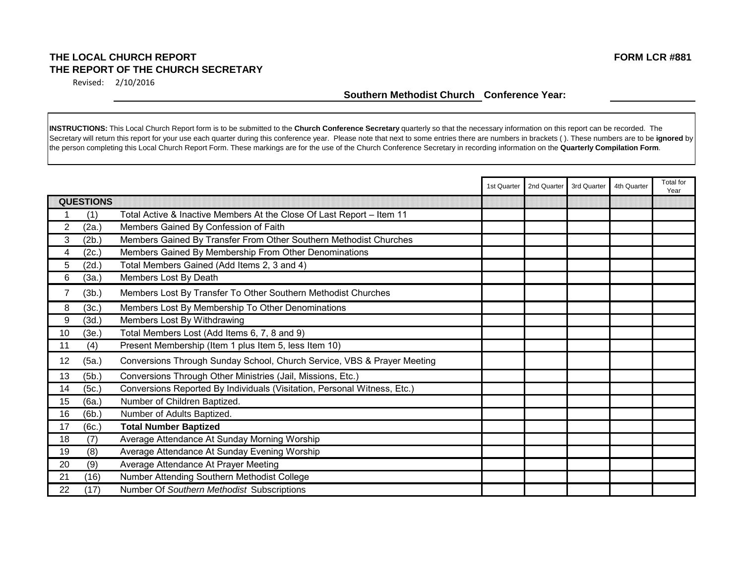**THE LOCAL CHURCH REPORT** **FORM LCR #881**

**THE REPORT OF THE CHURCH SECRETARY**

Revised: 2/10/2016

______________________ **Southern Methodist Church Conference Year:** __________

**INSTRUCTIONS:** This Local Church Report form is to be submitted to the **Church Conference Secretary** quarterly so that the necessary information on this report can be recorded. The Secretary will return this report for your use each quarter during this conference year. Please note that next to some entries there are numbers in brackets ( ). These numbers are to be **ignored** by the person completing this Local Church Report Form. These markings are for the use of the Church Conference Secretary in recording information on the **Quarterly Compilation Form**.

| | | QUESTIONS | 1st Quarter | 2nd Quarter | 3rd Quarter | 4th Quarter | Total for Year |
|---|---|---|---|---|---|---|---|
| 1 | (1) | Total Active & Inactive Members At the Close Of Last Report – Item 11 | | | | | |
| 2 | (2a.) | Members Gained By Confession of Faith | | | | | |
| 3 | (2b.) | Members Gained By Transfer From Other Southern Methodist Churches | | | | | |
| 4 | (2c.) | Members Gained By Membership From Other Denominations | | | | | |
| 5 | (2d.) | Total Members Gained (Add Items 2, 3 and 4) | | | | | |
| 6 | (3a.) | Members Lost By Death | | | | | |
| 7 | (3b.) | Members Lost By Transfer To Other Southern Methodist Churches | | | | | |
| 8 | (3c.) | Members Lost By Membership To Other Denominations | | | | | |
| 9 | (3d.) | Members Lost By Withdrawing | | | | | |
| 10 | (3e.) | Total Members Lost (Add Items 6, 7, 8 and 9) | | | | | |
| 11 | (4) | Present Membership (Item 1 plus Item 5, less Item 10) | | | | | |
| 12 | (5a.) | Conversions Through Sunday School, Church Service, VBS & Prayer Meeting | | | | | |
| 13 | (5b.) | Conversions Through Other Ministries (Jail, Missions, Etc.) | | | | | |
| 14 | (5c.) | Conversions Reported By Individuals (Visitation, Personal Witness, Etc.) | | | | | |
| 15 | (6a.) | Number of Children Baptized. | | | | | |
| 16 | (6b.) | Number of Adults Baptized. | | | | | |
| 17 | (6c.) | **Total Number Baptized** | | | | | |
| 18 | (7) | Average Attendance At Sunday Morning Worship | | | | | |
| 19 | (8) | Average Attendance At Sunday Evening Worship | | | | | |
| 20 | (9) | Average Attendance At Prayer Meeting | | | | | |
| 21 | (16) | Number Attending Southern Methodist College | | | | | |
| 22 | (17) | Number Of *Southern Methodist* Subscriptions | | | | | |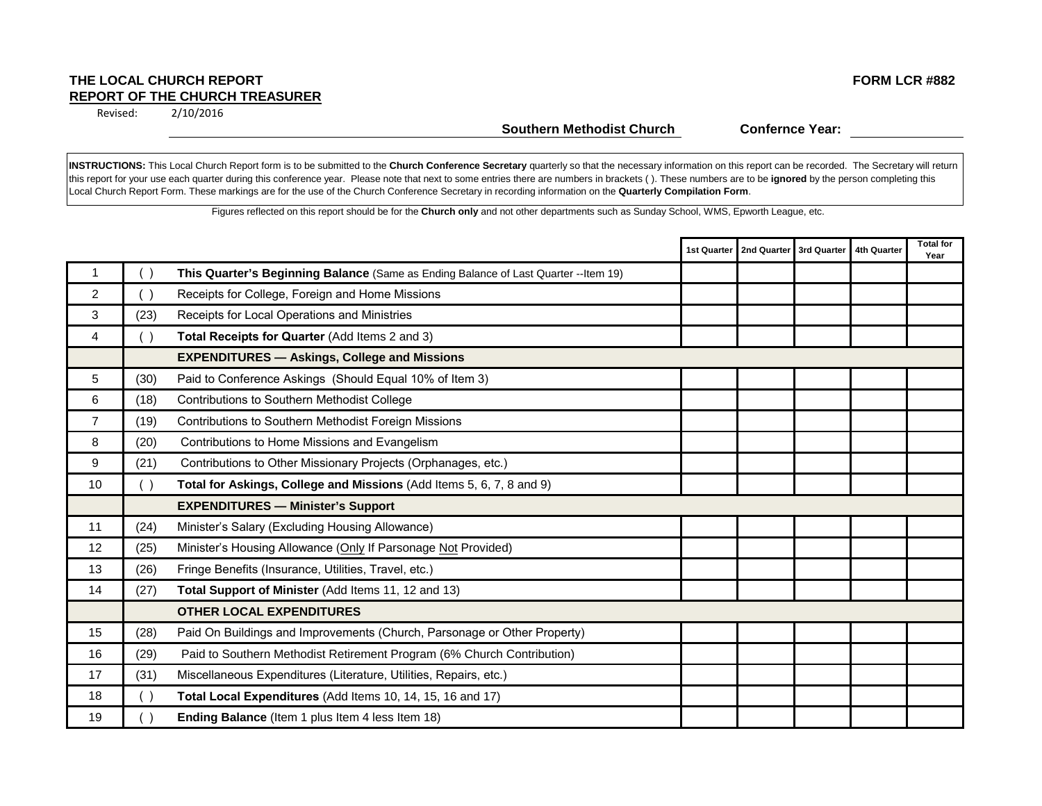**THE LOCAL CHURCH REPORT** **FORM LCR #882**

**REPORT OF THE CHURCH TREASURER**

Revised: 2/10/2016

**Southern Methodist Church** **Confernce Year:** \_\_\_\_\_\_\_\_\_\_\_\_\_\_\_\_

**INSTRUCTIONS:** This Local Church Report form is to be submitted to the **Church Conference Secretary** quarterly so that the necessary information on this report can be recorded. The Secretary will return this report for your use each quarter during this conference year. Please note that next to some entries there are numbers in brackets ( ). These numbers are to be **ignored** by the person completing this Local Church Report Form. These markings are for the use of the Church Conference Secretary in recording information on the **Quarterly Compilation Form**.

Figures reflected on this report should be for the **Church only** and not other departments such as Sunday School, WMS, Epworth League, etc.

| | | | 1st Quarter | 2nd Quarter | 3rd Quarter | 4th Quarter | Total for Year |
|---|---|---|---|---|---|---|---|
| 1 | ( ) | **This Quarter's Beginning Balance** (Same as Ending Balance of Last Quarter --Item 19) | | | | | |
| 2 | ( ) | Receipts for College, Foreign and Home Missions | | | | | |
| 3 | (23) | Receipts for Local Operations and Ministries | | | | | |
| 4 | ( ) | **Total Receipts for Quarter** (Add Items 2 and 3) | | | | | |
| | | **EXPENDITURES — Askings, College and Missions** | | | | | |
| 5 | (30) | Paid to Conference Askings (Should Equal 10% of Item 3) | | | | | |
| 6 | (18) | Contributions to Southern Methodist College | | | | | |
| 7 | (19) | Contributions to Southern Methodist Foreign Missions | | | | | |
| 8 | (20) | Contributions to Home Missions and Evangelism | | | | | |
| 9 | (21) | Contributions to Other Missionary Projects (Orphanages, etc.) | | | | | |
| 10 | ( ) | **Total for Askings, College and Missions** (Add Items 5, 6, 7, 8 and 9) | | | | | |
| | | **EXPENDITURES — Minister's Support** | | | | | |
| 11 | (24) | Minister's Salary (Excluding Housing Allowance) | | | | | |
| 12 | (25) | Minister's Housing Allowance (Only If Parsonage Not Provided) | | | | | |
| 13 | (26) | Fringe Benefits (Insurance, Utilities, Travel, etc.) | | | | | |
| 14 | (27) | **Total Support of Minister** (Add Items 11, 12 and 13) | | | | | |
| | | **OTHER LOCAL EXPENDITURES** | | | | | |
| 15 | (28) | Paid On Buildings and Improvements (Church, Parsonage or Other Property) | | | | | |
| 16 | (29) | Paid to Southern Methodist Retirement Program (6% Church Contribution) | | | | | |
| 17 | (31) | Miscellaneous Expenditures (Literature, Utilities, Repairs, etc.) | | | | | |
| 18 | ( ) | **Total Local Expenditures** (Add Items 10, 14, 15, 16 and 17) | | | | | |
| 19 | ( ) | **Ending Balance** (Item 1 plus Item 4 less Item 18) | | | | | |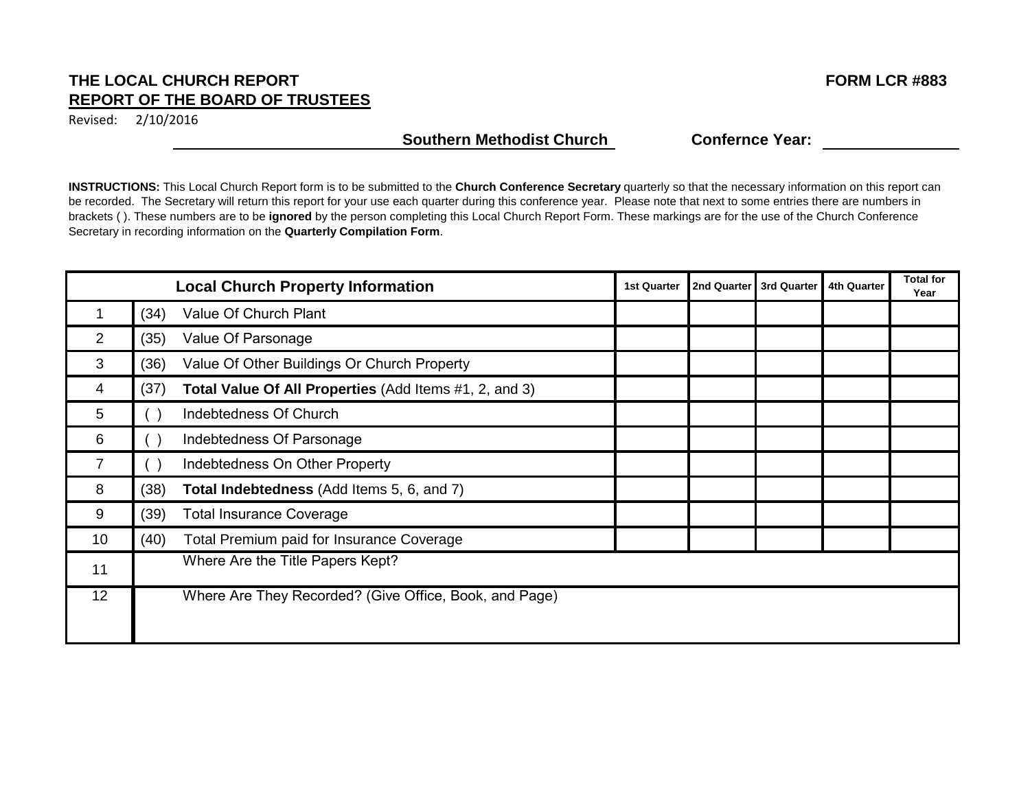**THE LOCAL CHURCH REPORT** **FORM LCR #883**

**REPORT OF THE BOARD OF TRUSTEES**

Revised: 2/10/2016

**Southern Methodist Church** **Confernce Year:** ________________

**INSTRUCTIONS:** This Local Church Report form is to be submitted to the **Church Conference Secretary** quarterly so that the necessary information on this report can be recorded. The Secretary will return this report for your use each quarter during this conference year. Please note that next to some entries there are numbers in brackets ( ). These numbers are to be **ignored** by the person completing this Local Church Report Form. These markings are for the use of the Church Conference Secretary in recording information on the **Quarterly Compilation Form**.

| | | Local Church Property Information | 1st Quarter | 2nd Quarter | 3rd Quarter | 4th Quarter | Total for Year |
|---|---|---|---|---|---|---|---|
| 1 | (34) | Value Of Church Plant | | | | | |
| 2 | (35) | Value Of Parsonage | | | | | |
| 3 | (36) | Value Of Other Buildings Or Church Property | | | | | |
| 4 | (37) | **Total Value Of All Properties** (Add Items #1, 2, and 3) | | | | | |
| 5 | ( ) | Indebtedness Of Church | | | | | |
| 6 | ( ) | Indebtedness Of Parsonage | | | | | |
| 7 | ( ) | Indebtedness On Other Property | | | | | |
| 8 | (38) | **Total Indebtedness** (Add Items 5, 6, and 7) | | | | | |
| 9 | (39) | Total Insurance Coverage | | | | | |
| 10 | (40) | Total Premium paid for Insurance Coverage | | | | | |
| 11 | | Where Are the Title Papers Kept? | | | | | |
| 12 | | Where Are They Recorded? (Give Office, Book, and Page) | | | | | |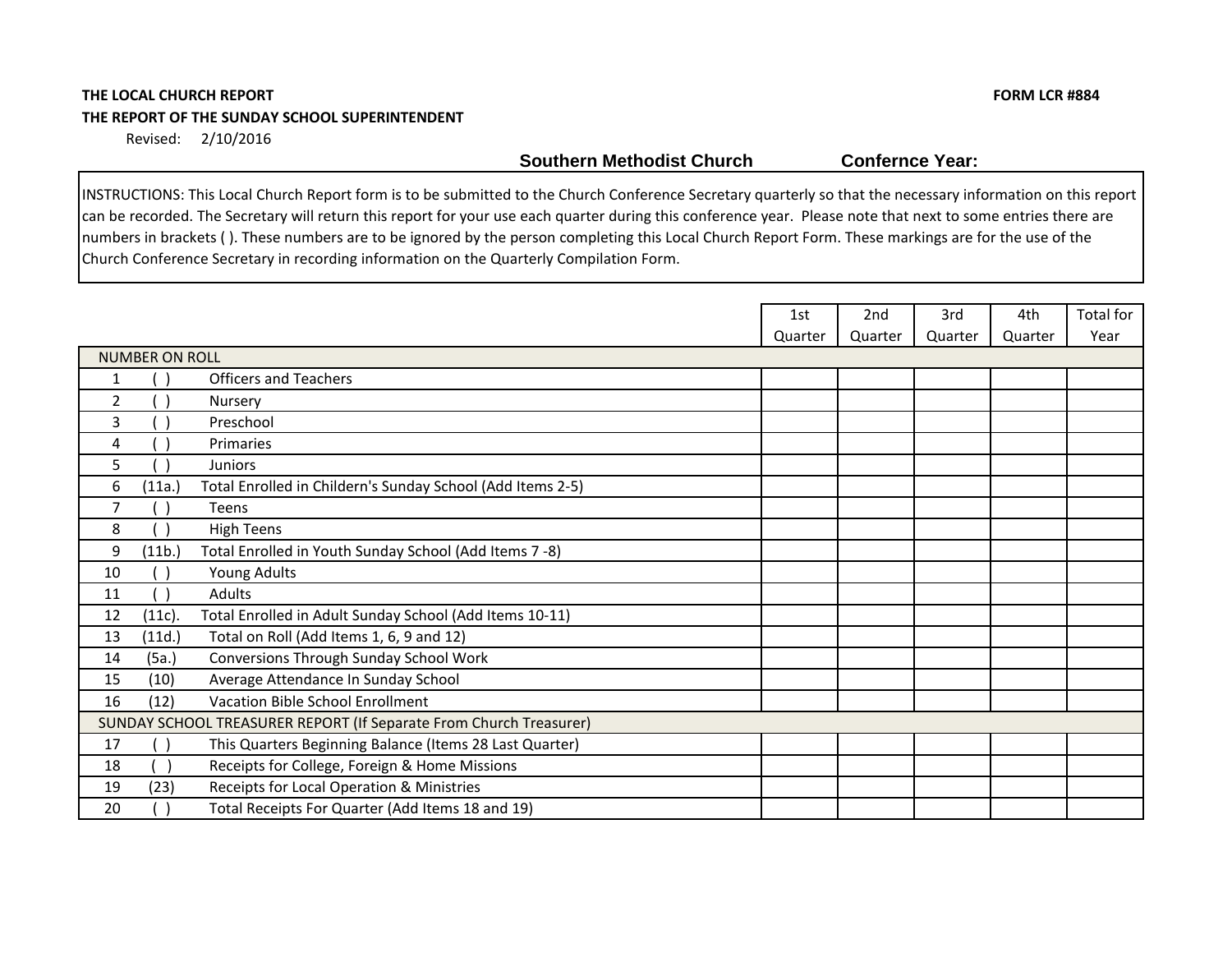**THE LOCAL CHURCH REPORT** **FORM LCR #884**

**THE REPORT OF THE SUNDAY SCHOOL SUPERINTENDENT**

Revised: 2/10/2016

**Southern Methodist Church** **Confernce Year:**

INSTRUCTIONS: This Local Church Report form is to be submitted to the Church Conference Secretary quarterly so that the necessary information on this report can be recorded. The Secretary will return this report for your use each quarter during this conference year. Please note that next to some entries there are numbers in brackets ( ). These numbers are to be ignored by the person completing this Local Church Report Form. These markings are for the use of the Church Conference Secretary in recording information on the Quarterly Compilation Form.

| | | | 1st Quarter | 2nd Quarter | 3rd Quarter | 4th Quarter | Total for Year |
|---|---|---|---|---|---|---|---|
| NUMBER ON ROLL | | | | | | | |
| 1 | ( ) | Officers and Teachers | | | | | |
| 2 | ( ) | Nursery | | | | | |
| 3 | ( ) | Preschool | | | | | |
| 4 | ( ) | Primaries | | | | | |
| 5 | ( ) | Juniors | | | | | |
| 6 | (11a.) | Total Enrolled in Childern's Sunday School (Add Items 2-5) | | | | | |
| 7 | ( ) | Teens | | | | | |
| 8 | ( ) | High Teens | | | | | |
| 9 | (11b.) | Total Enrolled in Youth Sunday School (Add Items 7 -8) | | | | | |
| 10 | ( ) | Young Adults | | | | | |
| 11 | ( ) | Adults | | | | | |
| 12 | (11c). | Total Enrolled in Adult Sunday School (Add Items 10-11) | | | | | |
| 13 | (11d.) | Total on Roll (Add Items 1, 6, 9 and 12) | | | | | |
| 14 | (5a.) | Conversions Through Sunday School Work | | | | | |
| 15 | (10) | Average Attendance In Sunday School | | | | | |
| 16 | (12) | Vacation Bible School Enrollment | | | | | |
| SUNDAY SCHOOL TREASURER REPORT (If Separate From Church Treasurer) | | | | | | | |
| 17 | ( ) | This Quarters Beginning Balance (Items 28 Last Quarter) | | | | | |
| 18 | ( ) | Receipts for College, Foreign & Home Missions | | | | | |
| 19 | (23) | Receipts for Local Operation & Ministries | | | | | |
| 20 | ( ) | Total Receipts For Quarter (Add Items 18 and 19) | | | | | |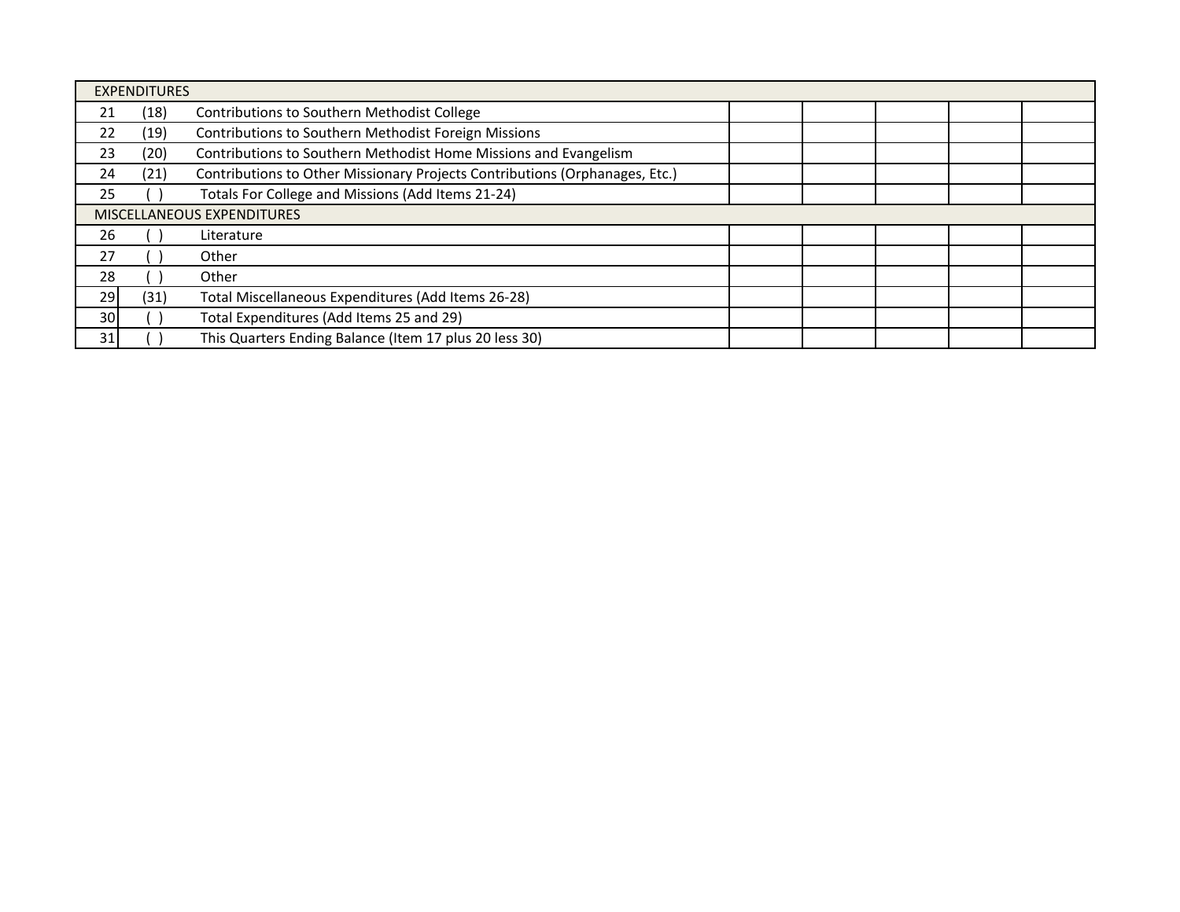| | | | | | | | |
|---|---|---|---|---|---|---|---|
| EXPENDITURES | | | | | | | |
| 21 | (18) | Contributions to Southern Methodist College | | | | | |
| 22 | (19) | Contributions to Southern Methodist Foreign Missions | | | | | |
| 23 | (20) | Contributions to Southern Methodist Home Missions and Evangelism | | | | | |
| 24 | (21) | Contributions to Other Missionary Projects Contributions (Orphanages, Etc.) | | | | | |
| 25 | ( ) | Totals For College and Missions (Add Items 21-24) | | | | | |
| MISCELLANEOUS EXPENDITURES | | | | | | | |
| 26 | ( ) | Literature | | | | | |
| 27 | ( ) | Other | | | | | |
| 28 | ( ) | Other | | | | | |
| 29 | (31) | Total Miscellaneous Expenditures (Add Items 26-28) | | | | | |
| 30 | ( ) | Total Expenditures (Add Items 25 and 29) | | | | | |
| 31 | ( ) | This Quarters Ending Balance (Item 17 plus 20 less 30) | | | | | |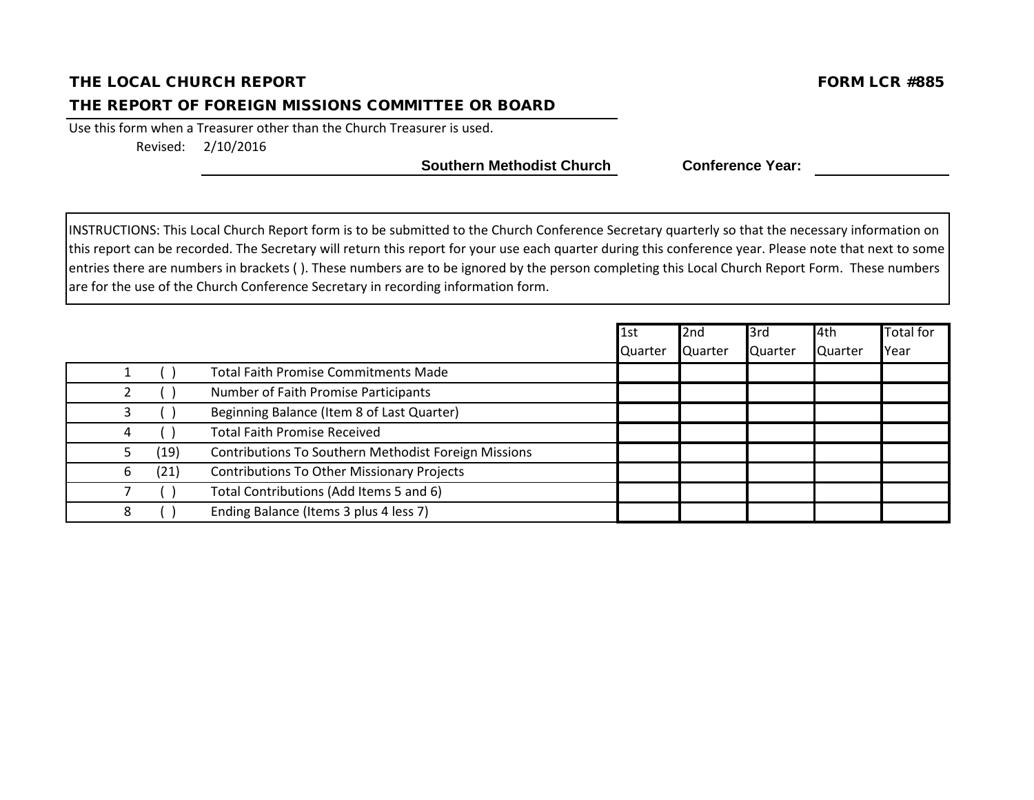**THE LOCAL CHURCH REPORT** **FORM LCR #885**

**THE REPORT OF FOREIGN MISSIONS COMMITTEE OR BOARD**

Use this form when a Treasurer other than the Church Treasurer is used.

Revised: 2/10/2016

**Southern Methodist Church** **Conference Year:** ____________

INSTRUCTIONS: This Local Church Report form is to be submitted to the Church Conference Secretary quarterly so that the necessary information on this report can be recorded. The Secretary will return this report for your use each quarter during this conference year. Please note that next to some entries there are numbers in brackets ( ). These numbers are to be ignored by the person completing this Local Church Report Form. These numbers are for the use of the Church Conference Secretary in recording information form.

| | | | 1st Quarter | 2nd Quarter | 3rd Quarter | 4th Quarter | Total for Year |
|---|---|---|---|---|---|---|---|
| 1 | ( ) | Total Faith Promise Commitments Made | | | | | |
| 2 | ( ) | Number of Faith Promise Participants | | | | | |
| 3 | ( ) | Beginning Balance (Item 8 of Last Quarter) | | | | | |
| 4 | ( ) | Total Faith Promise Received | | | | | |
| 5 | (19) | Contributions To Southern Methodist Foreign Missions | | | | | |
| 6 | (21) | Contributions To Other Missionary Projects | | | | | |
| 7 | ( ) | Total Contributions (Add Items 5 and 6) | | | | | |
| 8 | ( ) | Ending Balance (Items 3 plus 4 less 7) | | | | | |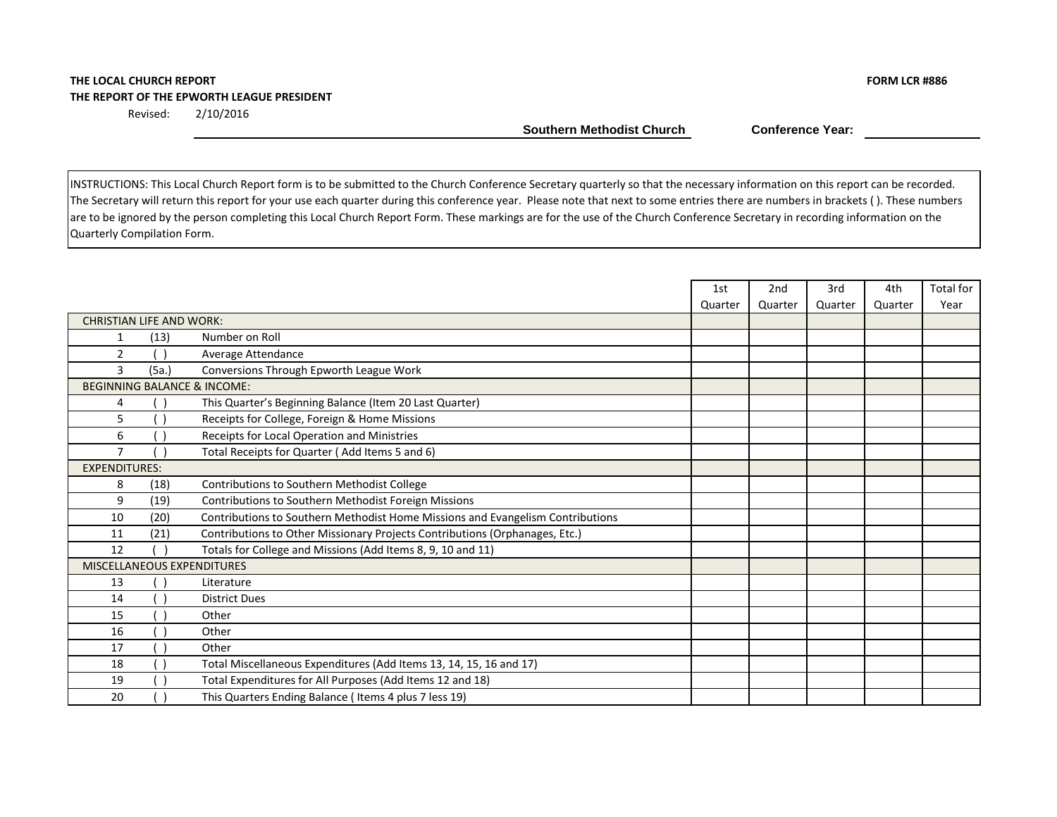**THE LOCAL CHURCH REPORT**

**THE REPORT OF THE EPWORTH LEAGUE PRESIDENT**

**FORM LCR #886**

Revised: 2/10/2016

**Southern Methodist Church** **Conference Year:** ________________

INSTRUCTIONS: This Local Church Report form is to be submitted to the Church Conference Secretary quarterly so that the necessary information on this report can be recorded. The Secretary will return this report for your use each quarter during this conference year. Please note that next to some entries there are numbers in brackets ( ). These numbers are to be ignored by the person completing this Local Church Report Form. These markings are for the use of the Church Conference Secretary in recording information on the Quarterly Compilation Form.

| | | | 1st Quarter | 2nd Quarter | 3rd Quarter | 4th Quarter | Total for Year |
|---|---|---|---|---|---|---|---|
| CHRISTIAN LIFE AND WORK: | | | | | | | |
| 1 | (13) | Number on Roll | | | | | |
| 2 | ( ) | Average Attendance | | | | | |
| 3 | (5a.) | Conversions Through Epworth League Work | | | | | |
| BEGINNING BALANCE & INCOME: | | | | | | | |
| 4 | ( ) | This Quarter's Beginning Balance (Item 20 Last Quarter) | | | | | |
| 5 | ( ) | Receipts for College, Foreign & Home Missions | | | | | |
| 6 | ( ) | Receipts for Local Operation and Ministries | | | | | |
| 7 | ( ) | Total Receipts for Quarter ( Add Items 5 and 6) | | | | | |
| EXPENDITURES: | | | | | | | |
| 8 | (18) | Contributions to Southern Methodist College | | | | | |
| 9 | (19) | Contributions to Southern Methodist Foreign Missions | | | | | |
| 10 | (20) | Contributions to Southern Methodist Home Missions and Evangelism Contributions | | | | | |
| 11 | (21) | Contributions to Other Missionary Projects Contributions (Orphanages, Etc.) | | | | | |
| 12 | ( ) | Totals for College and Missions (Add Items 8, 9, 10 and 11) | | | | | |
| MISCELLANEOUS EXPENDITURES | | | | | | | |
| 13 | ( ) | Literature | | | | | |
| 14 | ( ) | District Dues | | | | | |
| 15 | ( ) | Other | | | | | |
| 16 | ( ) | Other | | | | | |
| 17 | ( ) | Other | | | | | |
| 18 | ( ) | Total Miscellaneous Expenditures (Add Items 13, 14, 15, 16 and 17) | | | | | |
| 19 | ( ) | Total Expenditures for All Purposes (Add Items 12 and 18) | | | | | |
| 20 | ( ) | This Quarters Ending Balance ( Items 4 plus 7 less 19) | | | | | |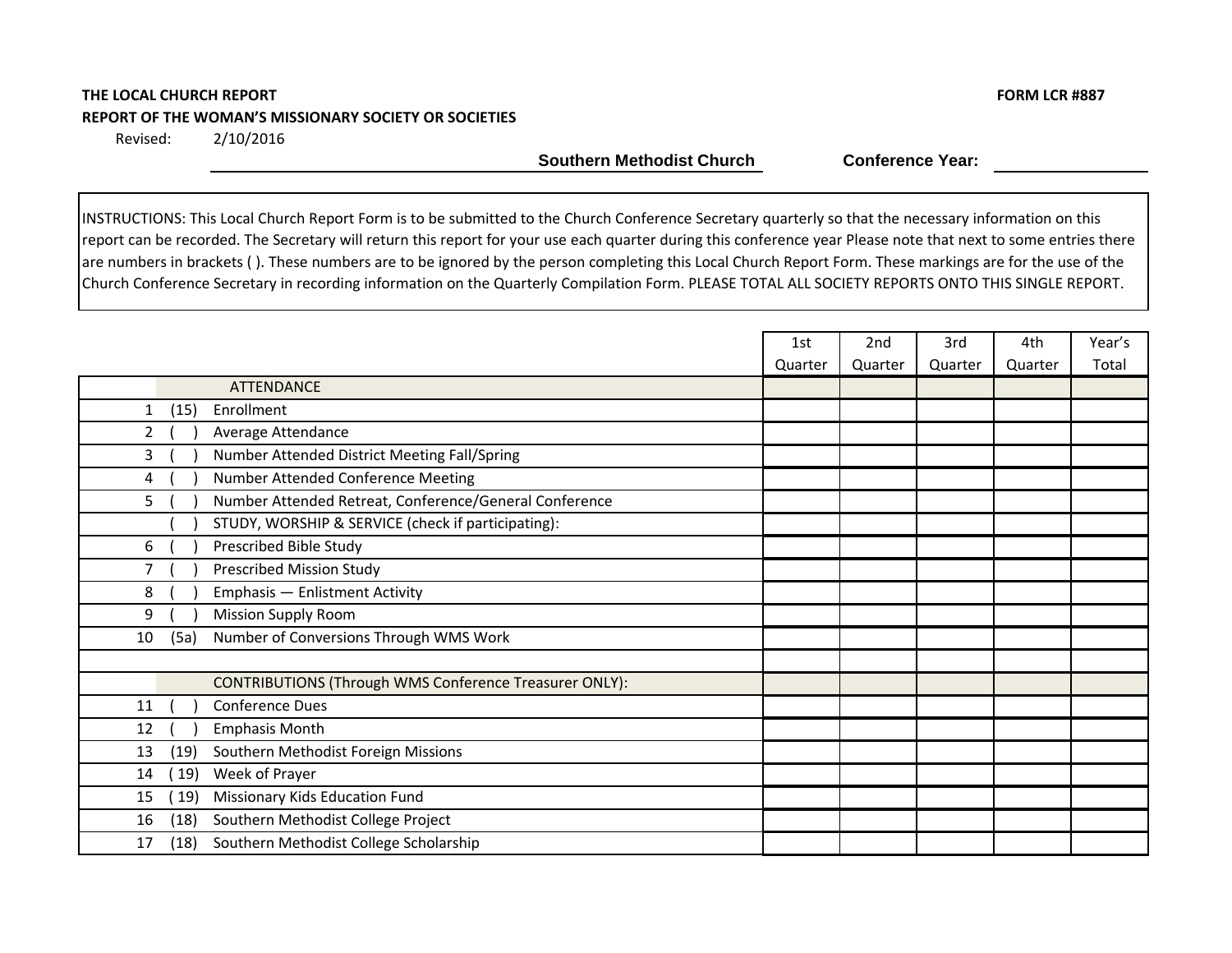**THE LOCAL CHURCH REPORT** **FORM LCR #887**

**REPORT OF THE WOMAN'S MISSIONARY SOCIETY OR SOCIETIES**

Revised: 2/10/2016

**Southern Methodist Church** **Conference Year:** ____________

INSTRUCTIONS: This Local Church Report Form is to be submitted to the Church Conference Secretary quarterly so that the necessary information on this report can be recorded. The Secretary will return this report for your use each quarter during this conference year Please note that next to some entries there are numbers in brackets ( ). These numbers are to be ignored by the person completing this Local Church Report Form. These markings are for the use of the Church Conference Secretary in recording information on the Quarterly Compilation Form. PLEASE TOTAL ALL SOCIETY REPORTS ONTO THIS SINGLE REPORT.

| | | | 1st Quarter | 2nd Quarter | 3rd Quarter | 4th Quarter | Year's Total |
|---|---|---|---|---|---|---|---|
| | | ATTENDANCE | | | | | |
| 1 | (15) | Enrollment | | | | | |
| 2 | ( ) | Average Attendance | | | | | |
| 3 | ( ) | Number Attended District Meeting Fall/Spring | | | | | |
| 4 | ( ) | Number Attended Conference Meeting | | | | | |
| 5 | ( ) | Number Attended Retreat, Conference/General Conference | | | | | |
| | ( ) | STUDY, WORSHIP & SERVICE (check if participating): | | | | | |
| 6 | ( ) | Prescribed Bible Study | | | | | |
| 7 | ( ) | Prescribed Mission Study | | | | | |
| 8 | ( ) | Emphasis — Enlistment Activity | | | | | |
| 9 | ( ) | Mission Supply Room | | | | | |
| 10 | (5a) | Number of Conversions Through WMS Work | | | | | |
| | | | | | | | |
| | | CONTRIBUTIONS (Through WMS Conference Treasurer ONLY): | | | | | |
| 11 | ( ) | Conference Dues | | | | | |
| 12 | ( ) | Emphasis Month | | | | | |
| 13 | (19) | Southern Methodist Foreign Missions | | | | | |
| 14 | ( 19) | Week of Prayer | | | | | |
| 15 | ( 19) | Missionary Kids Education Fund | | | | | |
| 16 | (18) | Southern Methodist College Project | | | | | |
| 17 | (18) | Southern Methodist College Scholarship | | | | | |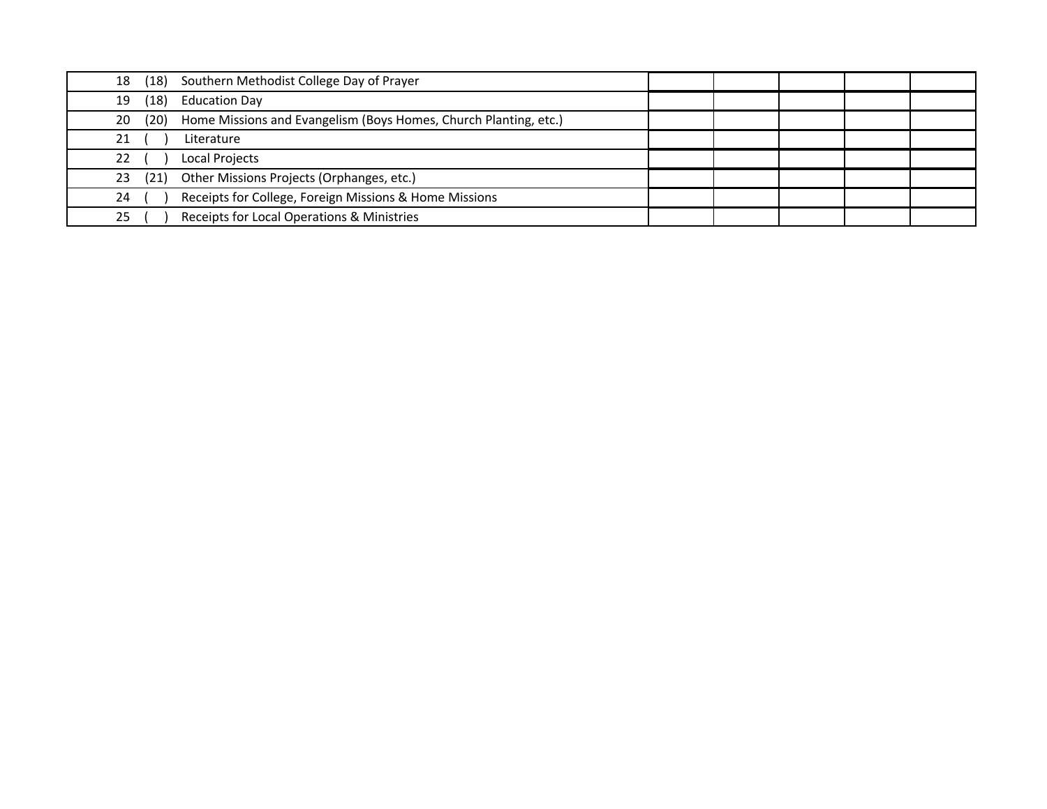| | | | | | | | |
|---|---|---|---|---|---|---|---|
| 18 | (18) | Southern Methodist College Day of Prayer | | | | | |
| 19 | (18) | Education Day | | | | | |
| 20 | (20) | Home Missions and Evangelism (Boys Homes, Church Planting, etc.) | | | | | |
| 21 | ( ) | Literature | | | | | |
| 22 | ( ) | Local Projects | | | | | |
| 23 | (21) | Other Missions Projects (Orphanges, etc.) | | | | | |
| 24 | ( ) | Receipts for College, Foreign Missions & Home Missions | | | | | |
| 25 | ( ) | Receipts for Local Operations & Ministries | | | | | |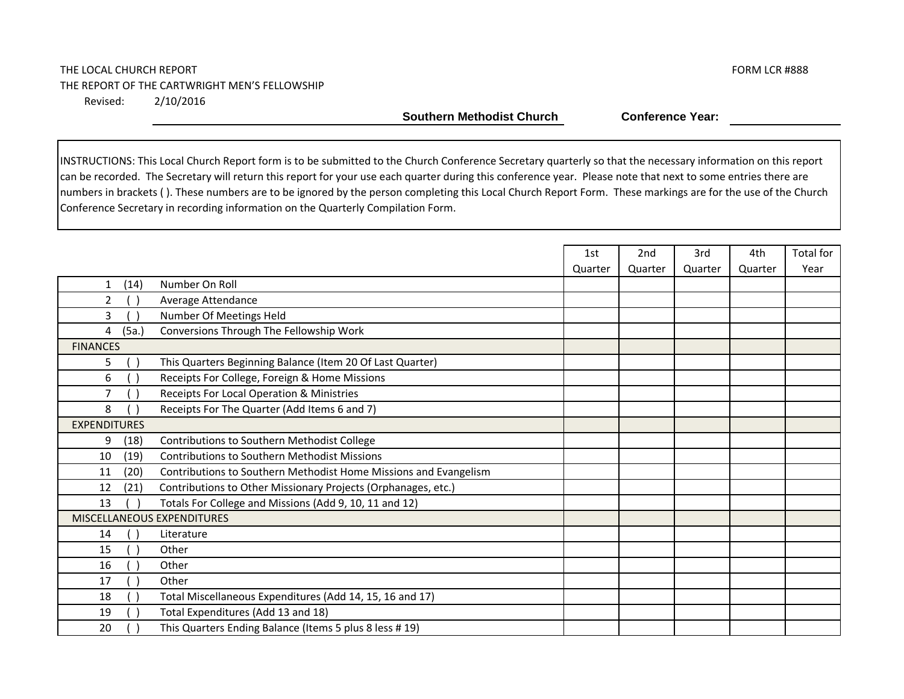THE LOCAL CHURCH REPORT

FORM LCR #888

THE REPORT OF THE CARTWRIGHT MEN'S FELLOWSHIP

Revised: 2/10/2016

**Southern Methodist Church** **Conference Year:** ____________

INSTRUCTIONS: This Local Church Report form is to be submitted to the Church Conference Secretary quarterly so that the necessary information on this report can be recorded. The Secretary will return this report for your use each quarter during this conference year. Please note that next to some entries there are numbers in brackets ( ). These numbers are to be ignored by the person completing this Local Church Report Form. These markings are for the use of the Church Conference Secretary in recording information on the Quarterly Compilation Form.

| | | | 1st Quarter | 2nd Quarter | 3rd Quarter | 4th Quarter | Total for Year |
|---|---|---|---|---|---|---|---|
| 1 | (14) | Number On Roll | | | | | |
| 2 | ( ) | Average Attendance | | | | | |
| 3 | ( ) | Number Of Meetings Held | | | | | |
| 4 | (5a.) | Conversions Through The Fellowship Work | | | | | |
| FINANCES | | | | | | | |
| 5 | ( ) | This Quarters Beginning Balance (Item 20 Of Last Quarter) | | | | | |
| 6 | ( ) | Receipts For College, Foreign & Home Missions | | | | | |
| 7 | ( ) | Receipts For Local Operation & Ministries | | | | | |
| 8 | ( ) | Receipts For The Quarter (Add Items 6 and 7) | | | | | |
| EXPENDITURES | | | | | | | |
| 9 | (18) | Contributions to Southern Methodist College | | | | | |
| 10 | (19) | Contributions to Southern Methodist Missions | | | | | |
| 11 | (20) | Contributions to Southern Methodist Home Missions and Evangelism | | | | | |
| 12 | (21) | Contributions to Other Missionary Projects (Orphanages, etc.) | | | | | |
| 13 | ( ) | Totals For College and Missions (Add 9, 10, 11 and 12) | | | | | |
| MISCELLANEOUS EXPENDITURES | | | | | | | |
| 14 | ( ) | Literature | | | | | |
| 15 | ( ) | Other | | | | | |
| 16 | ( ) | Other | | | | | |
| 17 | ( ) | Other | | | | | |
| 18 | ( ) | Total Miscellaneous Expenditures (Add 14, 15, 16 and 17) | | | | | |
| 19 | ( ) | Total Expenditures (Add 13 and 18) | | | | | |
| 20 | ( ) | This Quarters Ending Balance (Items 5 plus 8 less # 19) | | | | | |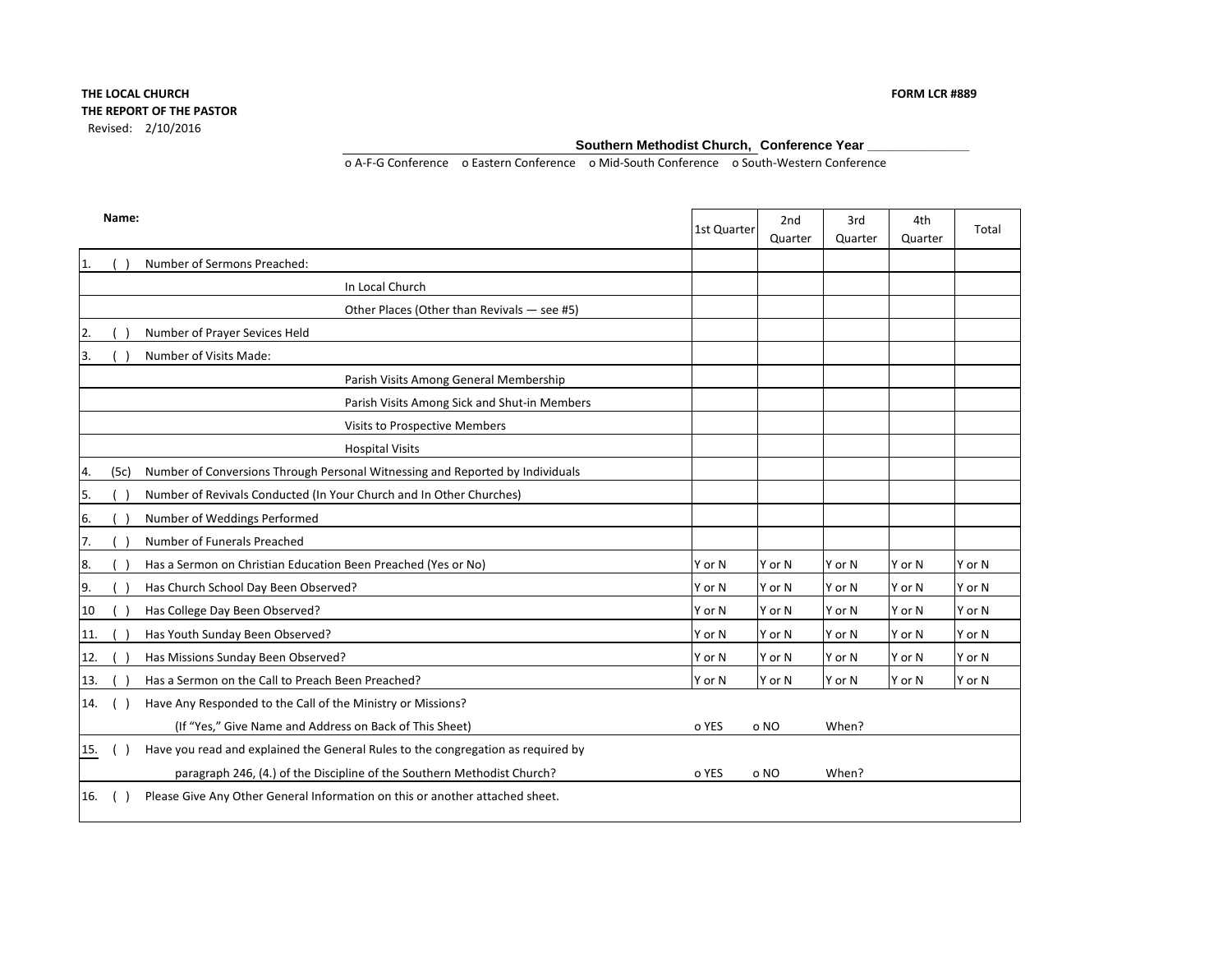**THE LOCAL CHURCH**

**THE REPORT OF THE PASTOR**

Revised: 2/10/2016

**FORM LCR #889**

**Southern Methodist Church, Conference Year \_\_\_\_\_\_\_\_\_\_\_\_\_\_**

o A-F-G Conference o Eastern Conference o Mid-South Conference o South-Western Conference

| **Name:** | | | 1st Quarter | 2nd Quarter | 3rd Quarter | 4th Quarter | Total |
|---|---|---|---|---|---|---|---|
| 1. | ( ) | Number of Sermons Preached: | | | | | |
| | | In Local Church | | | | | |
| | | Other Places (Other than Revivals — see #5) | | | | | |
| 2. | ( ) | Number of Prayer Sevices Held | | | | | |
| 3. | ( ) | Number of Visits Made: | | | | | |
| | | Parish Visits Among General Membership | | | | | |
| | | Parish Visits Among Sick and Shut-in Members | | | | | |
| | | Visits to Prospective Members | | | | | |
| | | Hospital Visits | | | | | |
| 4. | (5c) | Number of Conversions Through Personal Witnessing and Reported by Individuals | | | | | |
| 5. | ( ) | Number of Revivals Conducted (In Your Church and In Other Churches) | | | | | |
| 6. | ( ) | Number of Weddings Performed | | | | | |
| 7. | ( ) | Number of Funerals Preached | | | | | |
| 8. | ( ) | Has a Sermon on Christian Education Been Preached (Yes or No) | Y or N | Y or N | Y or N | Y or N | Y or N |
| 9. | ( ) | Has Church School Day Been Observed? | Y or N | Y or N | Y or N | Y or N | Y or N |
| 10 | ( ) | Has College Day Been Observed? | Y or N | Y or N | Y or N | Y or N | Y or N |
| 11. | ( ) | Has Youth Sunday Been Observed? | Y or N | Y or N | Y or N | Y or N | Y or N |
| 12. | ( ) | Has Missions Sunday Been Observed? | Y or N | Y or N | Y or N | Y or N | Y or N |
| 13. | ( ) | Has a Sermon on the Call to Preach Been Preached? | Y or N | Y or N | Y or N | Y or N | Y or N |
| 14. | ( ) | Have Any Responded to the Call of the Ministry or Missions? | | | | | |
| | | (If "Yes," Give Name and Address on Back of This Sheet) | o YES | o NO | When? | | |
| 15. | ( ) | Have you read and explained the General Rules to the congregation as required by | | | | | |
| | | paragraph 246, (4.) of the Discipline of the Southern Methodist Church? | o YES | o NO | When? | | |
| 16. | ( ) | Please Give Any Other General Information on this or another attached sheet. | | | | | |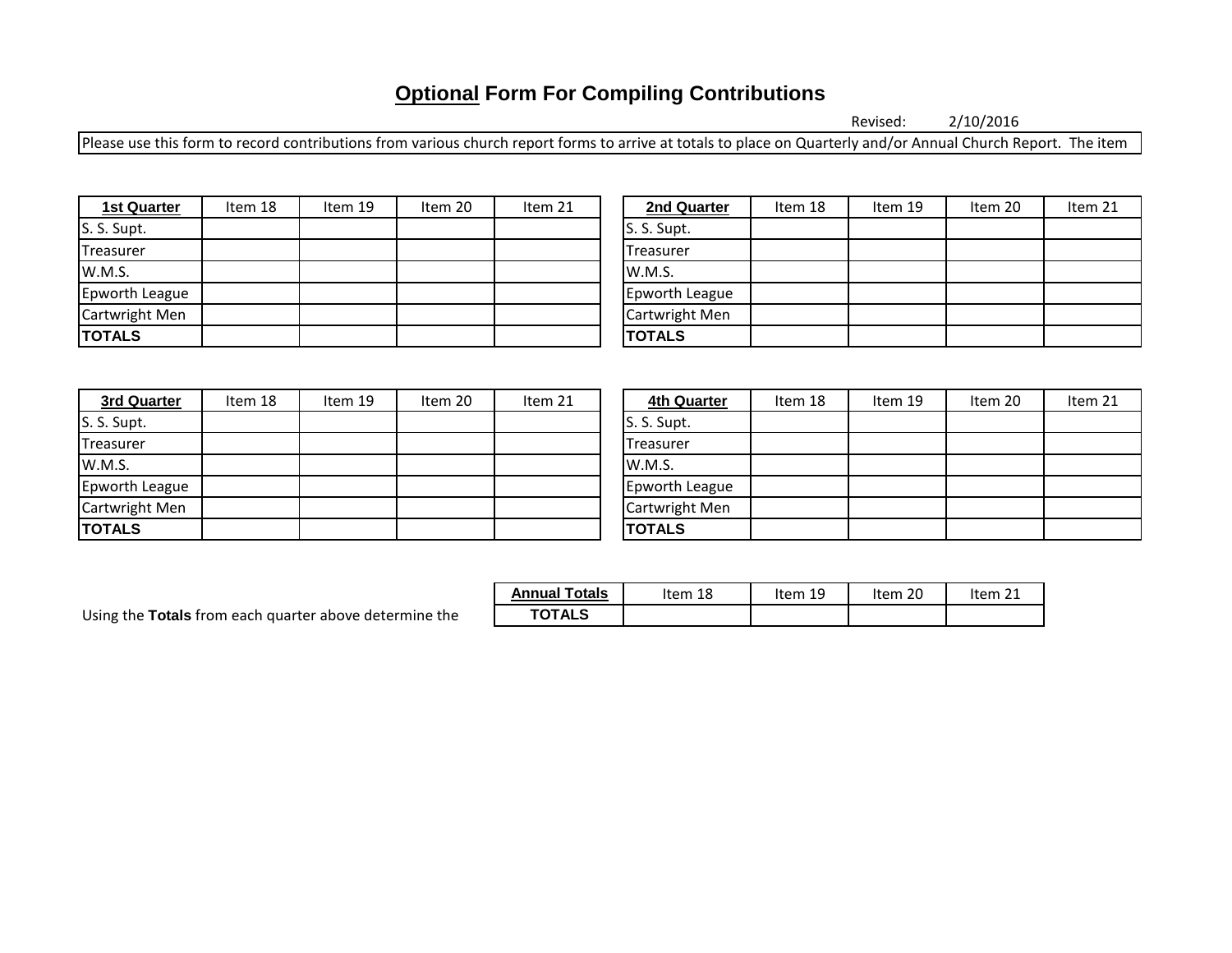# <u>Optional</u> Form For Compiling Contributions

Revised: 2/10/2016

Please use this form to record contributions from various church report forms to arrive at totals to place on Quarterly and/or Annual Church Report. The item

| **1st Quarter** | Item 18 | Item 19 | Item 20 | Item 21 |
|---|---|---|---|---|
| S. S. Supt. | | | | |
| Treasurer | | | | |
| W.M.S. | | | | |
| Epworth League | | | | |
| Cartwright Men | | | | |
| **TOTALS** | | | | |

| **2nd Quarter** | Item 18 | Item 19 | Item 20 | Item 21 |
|---|---|---|---|---|
| S. S. Supt. | | | | |
| Treasurer | | | | |
| W.M.S. | | | | |
| Epworth League | | | | |
| Cartwright Men | | | | |
| **TOTALS** | | | | |

| **3rd Quarter** | Item 18 | Item 19 | Item 20 | Item 21 |
|---|---|---|---|---|
| S. S. Supt. | | | | |
| Treasurer | | | | |
| W.M.S. | | | | |
| Epworth League | | | | |
| Cartwright Men | | | | |
| **TOTALS** | | | | |

| **4th Quarter** | Item 18 | Item 19 | Item 20 | Item 21 |
|---|---|---|---|---|
| S. S. Supt. | | | | |
| Treasurer | | | | |
| W.M.S. | | | | |
| Epworth League | | | | |
| Cartwright Men | | | | |
| **TOTALS** | | | | |

Using the **Totals** from each quarter above determine the

| **Annual Totals** | Item 18 | Item 19 | Item 20 | Item 21 |
|---|---|---|---|---|
| **TOTALS** | | | | |